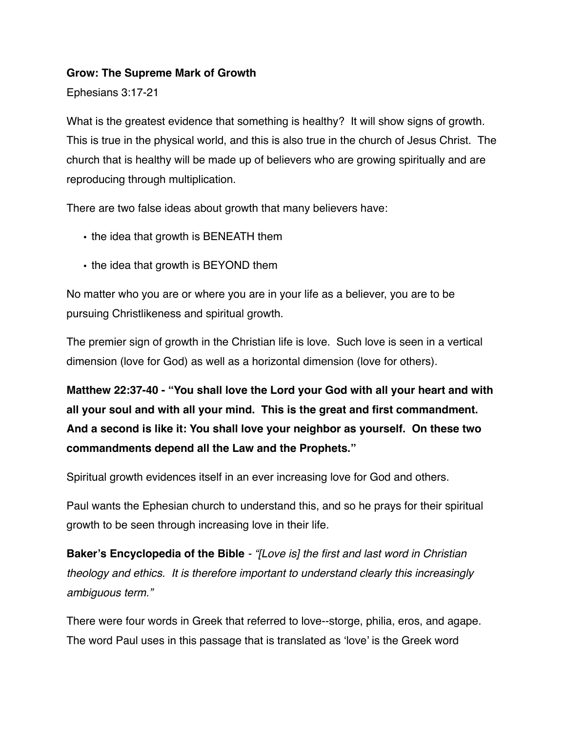**Grow: The Supreme Mark of Growth**

Ephesians 3:17-21

What is the greatest evidence that something is healthy? It will show signs of growth. This is true in the physical world, and this is also true in the church of Jesus Christ. The church that is healthy will be made up of believers who are growing spiritually and are reproducing through multiplication.

There are two false ideas about growth that many believers have:

- the idea that growth is BENEATH them
- the idea that growth is BEYOND them

No matter who you are or where you are in your life as a believer, you are to be pursuing Christlikeness and spiritual growth.

The premier sign of growth in the Christian life is love. Such love is seen in a vertical dimension (love for God) as well as a horizontal dimension (love for others).

**Matthew 22:37-40 - "You shall love the Lord your God with all your heart and with all your soul and with all your mind. This is the great and first commandment. And a second is like it: You shall love your neighbor as yourself. On these two commandments depend all the Law and the Prophets."**

Spiritual growth evidences itself in an ever increasing love for God and others.

Paul wants the Ephesian church to understand this, and so he prays for their spiritual growth to be seen through increasing love in their life.

**Baker's Encyclopedia of the Bible** - *"[Love is] the first and last word in Christian theology and ethics. It is therefore important to understand clearly this increasingly ambiguous term."*

There were four words in Greek that referred to love--storge, philia, eros, and agape. The word Paul uses in this passage that is translated as 'love' is the Greek word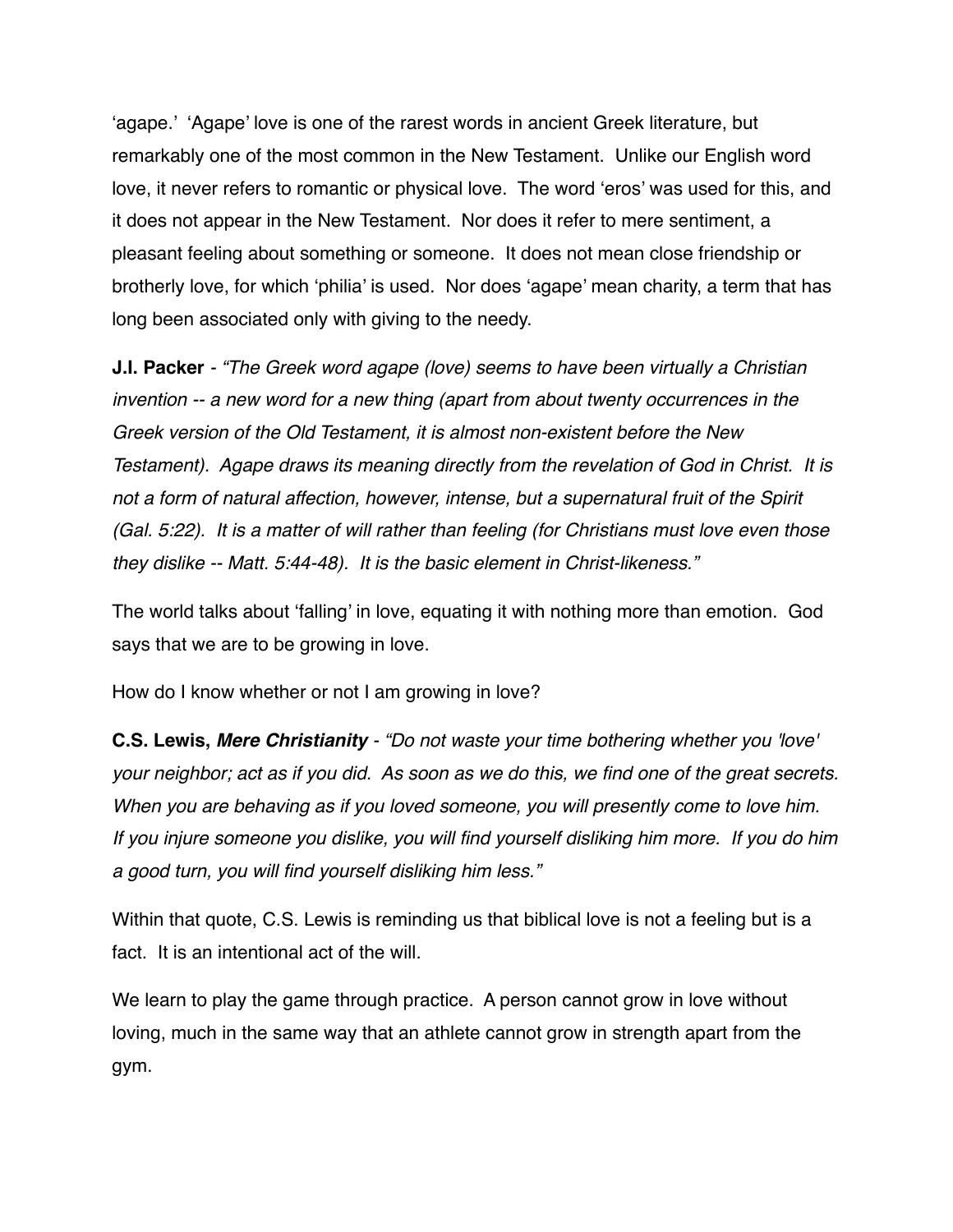'agape.'  'Agape' love is one of the rarest words in ancient Greek literature, but remarkably one of the most common in the New Testament.  Unlike our English word love, it never refers to romantic or physical love.  The word 'eros' was used for this, and it does not appear in the New Testament.  Nor does it refer to mere sentiment, a pleasant feeling about something or someone.  It does not mean close friendship or brotherly love, for which 'philia' is used.  Nor does 'agape' mean charity, a term that has long been associated only with giving to the needy.

**J.I. Packer** - *"The Greek word agape (love) seems to have been virtually a Christian invention -- a new word for a new thing (apart from about twenty occurrences in the Greek version of the Old Testament, it is almost non-existent before the New Testament).  Agape draws its meaning directly from the revelation of God in Christ.  It is not a form of natural affection, however, intense, but a supernatural fruit of the Spirit (Gal. 5:22).  It is a matter of will rather than feeling (for Christians must love even those they dislike -- Matt. 5:44-48).  It is the basic element in Christ-likeness."*

The world talks about 'falling' in love, equating it with nothing more than emotion.  God says that we are to be growing in love.

How do I know whether or not I am growing in love?

**C.S. Lewis, *Mere Christianity*** - *"Do not waste your time bothering whether you 'love' your neighbor; act as if you did.  As soon as we do this, we find one of the great secrets.  When you are behaving as if you loved someone, you will presently come to love him.  If you injure someone you dislike, you will find yourself disliking him more.  If you do him a good turn, you will find yourself disliking him less."*

Within that quote, C.S. Lewis is reminding us that biblical love is not a feeling but is a fact.  It is an intentional act of the will.

We learn to play the game through practice.  A person cannot grow in love without loving, much in the same way that an athlete cannot grow in strength apart from the gym.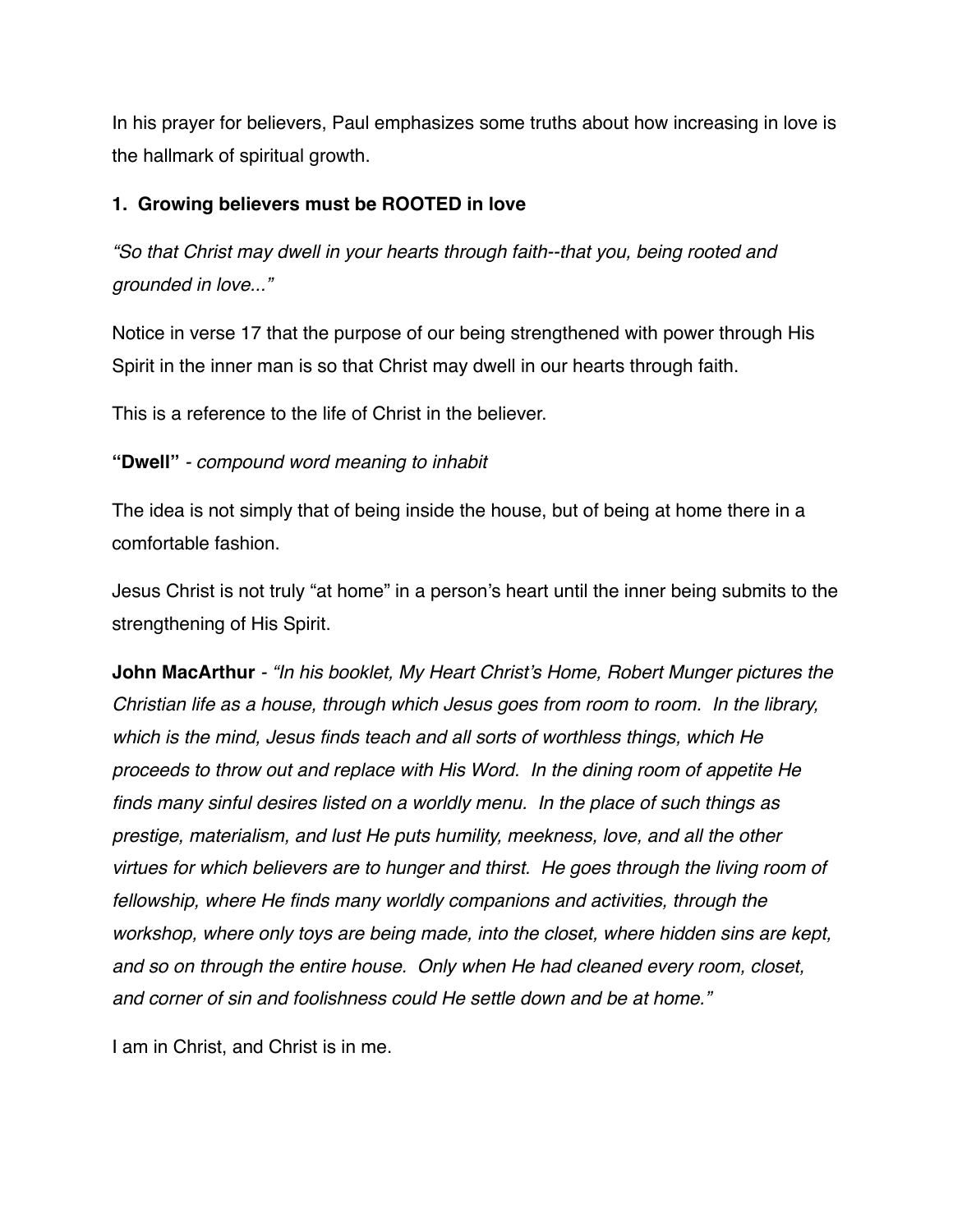In his prayer for believers, Paul emphasizes some truths about how increasing in love is the hallmark of spiritual growth.

**1. Growing believers must be ROOTED in love**

*“So that Christ may dwell in your hearts through faith--that you, being rooted and grounded in love...”*

Notice in verse 17 that the purpose of our being strengthened with power through His Spirit in the inner man is so that Christ may dwell in our hearts through faith.

This is a reference to the life of Christ in the believer.

**“Dwell”** - *compound word meaning to inhabit*

The idea is not simply that of being inside the house, but of being at home there in a comfortable fashion.

Jesus Christ is not truly “at home” in a person’s heart until the inner being submits to the strengthening of His Spirit.

**John MacArthur** - *“In his booklet, My Heart Christ’s Home, Robert Munger pictures the Christian life as a house, through which Jesus goes from room to room. In the library, which is the mind, Jesus finds teach and all sorts of worthless things, which He proceeds to throw out and replace with His Word. In the dining room of appetite He finds many sinful desires listed on a worldly menu. In the place of such things as prestige, materialism, and lust He puts humility, meekness, love, and all the other virtues for which believers are to hunger and thirst. He goes through the living room of fellowship, where He finds many worldly companions and activities, through the workshop, where only toys are being made, into the closet, where hidden sins are kept, and so on through the entire house. Only when He had cleaned every room, closet, and corner of sin and foolishness could He settle down and be at home.”*

I am in Christ, and Christ is in me.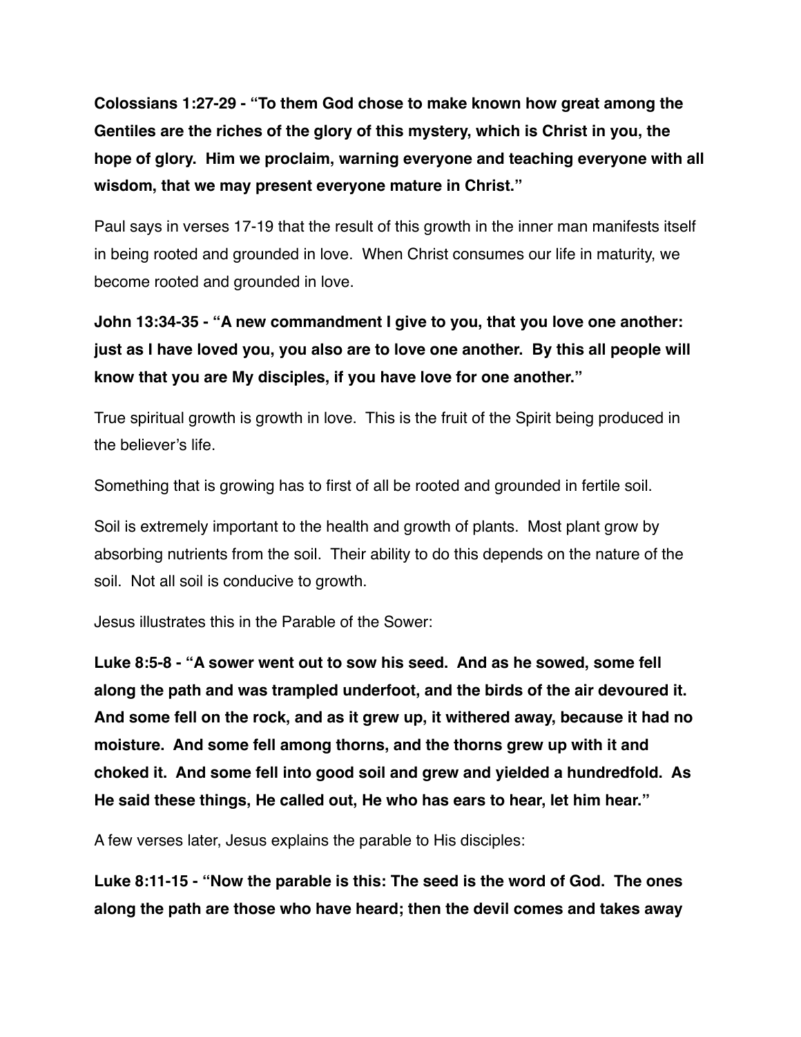**Colossians 1:27-29 - "To them God chose to make known how great among the Gentiles are the riches of the glory of this mystery, which is Christ in you, the hope of glory. Him we proclaim, warning everyone and teaching everyone with all wisdom, that we may present everyone mature in Christ."**

Paul says in verses 17-19 that the result of this growth in the inner man manifests itself in being rooted and grounded in love. When Christ consumes our life in maturity, we become rooted and grounded in love.

**John 13:34-35 - "A new commandment I give to you, that you love one another: just as I have loved you, you also are to love one another. By this all people will know that you are My disciples, if you have love for one another."**

True spiritual growth is growth in love. This is the fruit of the Spirit being produced in the believer's life.

Something that is growing has to first of all be rooted and grounded in fertile soil.

Soil is extremely important to the health and growth of plants. Most plant grow by absorbing nutrients from the soil. Their ability to do this depends on the nature of the soil. Not all soil is conducive to growth.

Jesus illustrates this in the Parable of the Sower:

**Luke 8:5-8 - "A sower went out to sow his seed. And as he sowed, some fell along the path and was trampled underfoot, and the birds of the air devoured it. And some fell on the rock, and as it grew up, it withered away, because it had no moisture. And some fell among thorns, and the thorns grew up with it and choked it. And some fell into good soil and grew and yielded a hundredfold. As He said these things, He called out, He who has ears to hear, let him hear."**

A few verses later, Jesus explains the parable to His disciples:

**Luke 8:11-15 - "Now the parable is this: The seed is the word of God. The ones along the path are those who have heard; then the devil comes and takes away**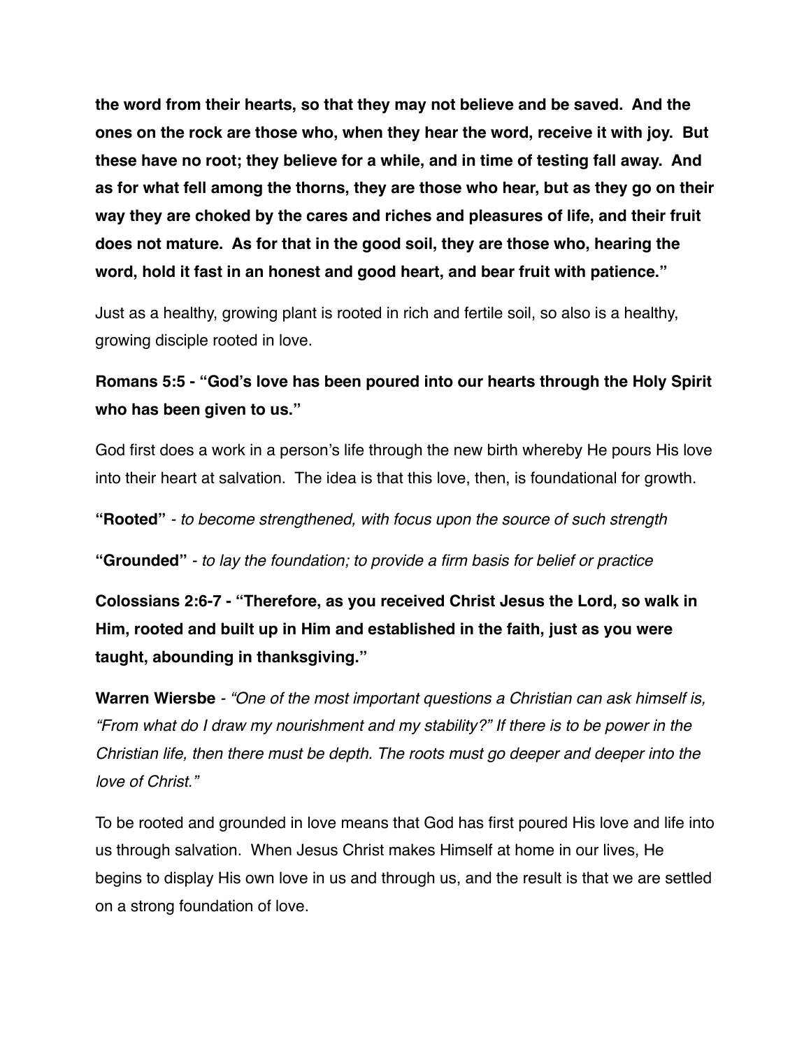**the word from their hearts, so that they may not believe and be saved. And the ones on the rock are those who, when they hear the word, receive it with joy. But these have no root; they believe for a while, and in time of testing fall away. And as for what fell among the thorns, they are those who hear, but as they go on their way they are choked by the cares and riches and pleasures of life, and their fruit does not mature. As for that in the good soil, they are those who, hearing the word, hold it fast in an honest and good heart, and bear fruit with patience."**

Just as a healthy, growing plant is rooted in rich and fertile soil, so also is a healthy, growing disciple rooted in love.

**Romans 5:5 - "God's love has been poured into our hearts through the Holy Spirit who has been given to us."**

God first does a work in a person's life through the new birth whereby He pours His love into their heart at salvation. The idea is that this love, then, is foundational for growth.

**"Rooted"** - *to become strengthened, with focus upon the source of such strength*

**"Grounded"** - *to lay the foundation; to provide a firm basis for belief or practice*

**Colossians 2:6-7 - "Therefore, as you received Christ Jesus the Lord, so walk in Him, rooted and built up in Him and established in the faith, just as you were taught, abounding in thanksgiving."**

**Warren Wiersbe** - *"One of the most important questions a Christian can ask himself is, "From what do I draw my nourishment and my stability?" If there is to be power in the Christian life, then there must be depth. The roots must go deeper and deeper into the love of Christ."*

To be rooted and grounded in love means that God has first poured His love and life into us through salvation. When Jesus Christ makes Himself at home in our lives, He begins to display His own love in us and through us, and the result is that we are settled on a strong foundation of love.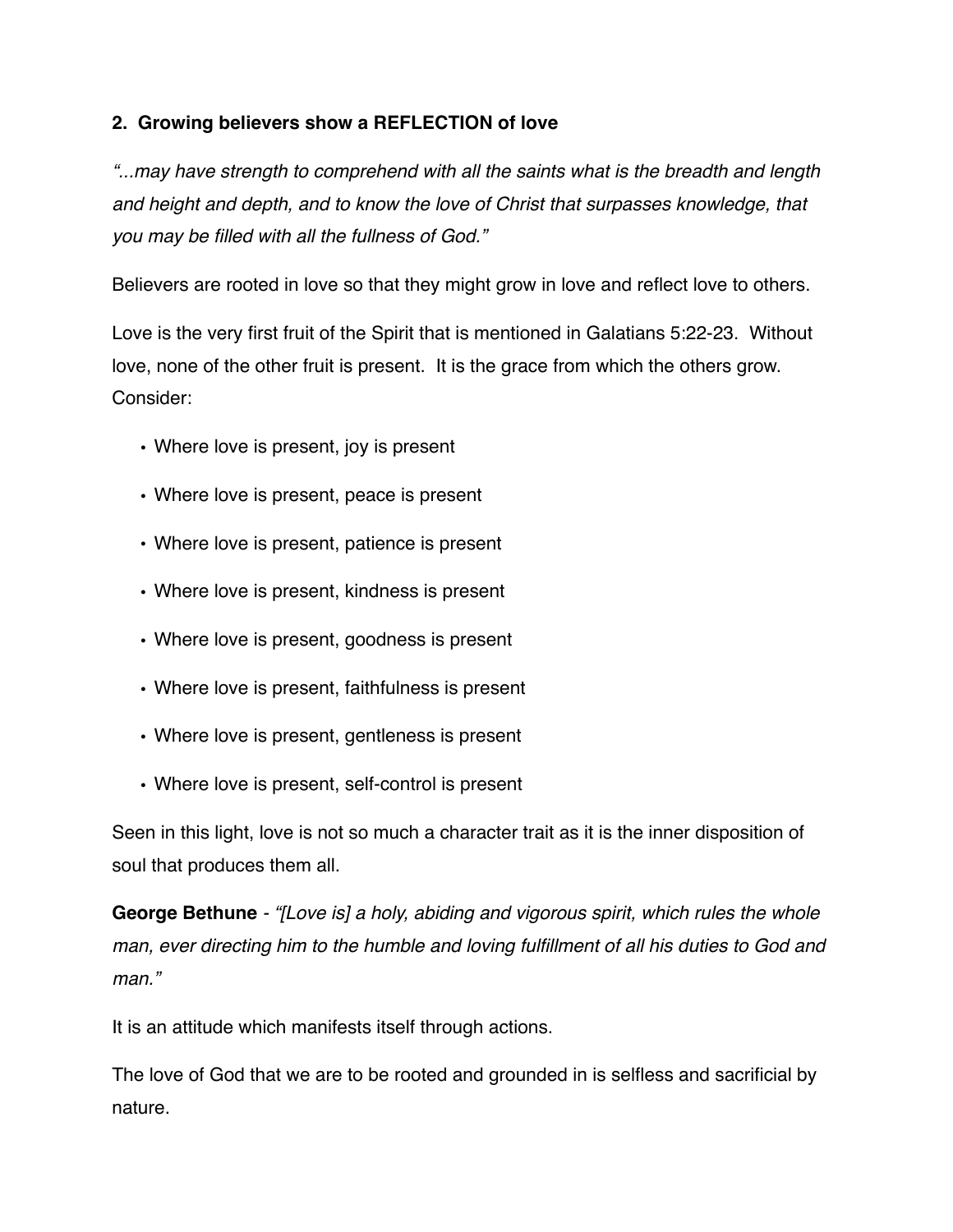### 2. Growing believers show a REFLECTION of love

*"...may have strength to comprehend with all the saints what is the breadth and length and height and depth, and to know the love of Christ that surpasses knowledge, that you may be filled with all the fullness of God."*

Believers are rooted in love so that they might grow in love and reflect love to others.

Love is the very first fruit of the Spirit that is mentioned in Galatians 5:22-23. Without love, none of the other fruit is present. It is the grace from which the others grow. Consider:

- Where love is present, joy is present
- Where love is present, peace is present
- Where love is present, patience is present
- Where love is present, kindness is present
- Where love is present, goodness is present
- Where love is present, faithfulness is present
- Where love is present, gentleness is present
- Where love is present, self-control is present

Seen in this light, love is not so much a character trait as it is the inner disposition of soul that produces them all.

**George Bethune** - *"[Love is] a holy, abiding and vigorous spirit, which rules the whole man, ever directing him to the humble and loving fulfillment of all his duties to God and man."*

It is an attitude which manifests itself through actions.

The love of God that we are to be rooted and grounded in is selfless and sacrificial by nature.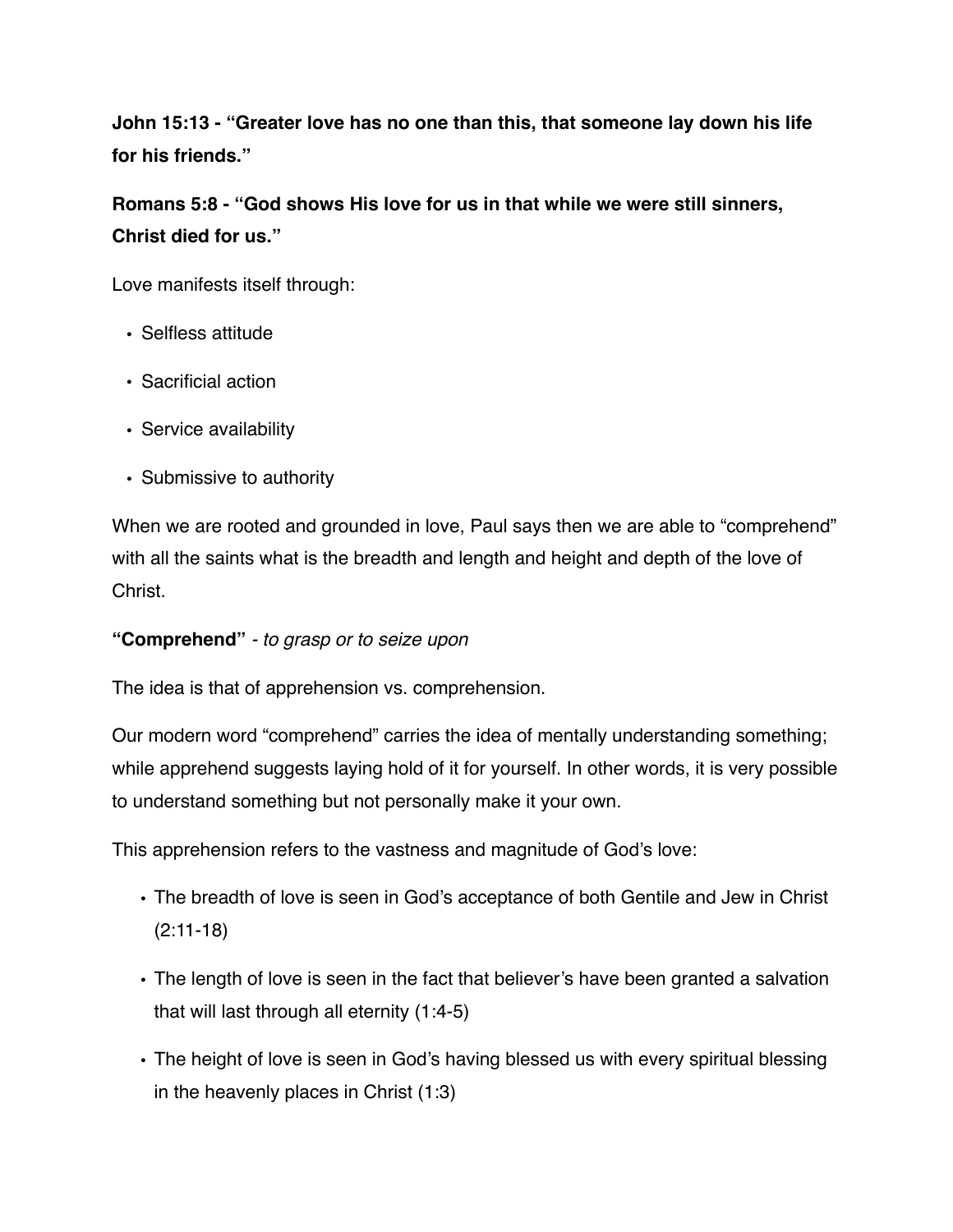**John 15:13 - "Greater love has no one than this, that someone lay down his life for his friends."**

**Romans 5:8 - "God shows His love for us in that while we were still sinners, Christ died for us."**

Love manifests itself through:

- Selfless attitude
- Sacrificial action
- Service availability
- Submissive to authority

When we are rooted and grounded in love, Paul says then we are able to "comprehend" with all the saints what is the breadth and length and height and depth of the love of Christ.

**"Comprehend"** - *to grasp or to seize upon*

The idea is that of apprehension vs. comprehension.

Our modern word "comprehend" carries the idea of mentally understanding something; while apprehend suggests laying hold of it for yourself. In other words, it is very possible to understand something but not personally make it your own.

This apprehension refers to the vastness and magnitude of God's love:

- The breadth of love is seen in God's acceptance of both Gentile and Jew in Christ (2:11-18)
- The length of love is seen in the fact that believer's have been granted a salvation that will last through all eternity (1:4-5)
- The height of love is seen in God's having blessed us with every spiritual blessing in the heavenly places in Christ (1:3)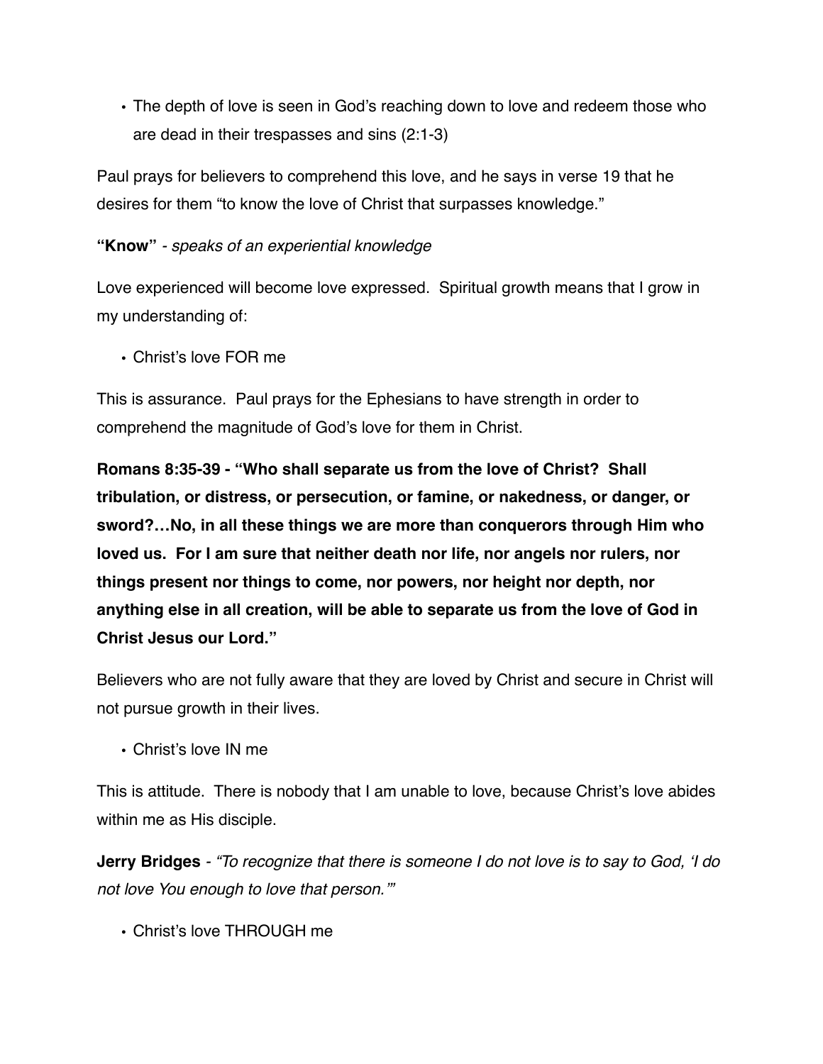- The depth of love is seen in God's reaching down to love and redeem those who are dead in their trespasses and sins (2:1-3)

Paul prays for believers to comprehend this love, and he says in verse 19 that he desires for them "to know the love of Christ that surpasses knowledge."

**"Know"** - *speaks of an experiential knowledge*

Love experienced will become love expressed. Spiritual growth means that I grow in my understanding of:

- Christ's love FOR me

This is assurance. Paul prays for the Ephesians to have strength in order to comprehend the magnitude of God's love for them in Christ.

**Romans 8:35-39 - "Who shall separate us from the love of Christ? Shall tribulation, or distress, or persecution, or famine, or nakedness, or danger, or sword?…No, in all these things we are more than conquerors through Him who loved us. For I am sure that neither death nor life, nor angels nor rulers, nor things present nor things to come, nor powers, nor height nor depth, nor anything else in all creation, will be able to separate us from the love of God in Christ Jesus our Lord."**

Believers who are not fully aware that they are loved by Christ and secure in Christ will not pursue growth in their lives.

- Christ's love IN me

This is attitude. There is nobody that I am unable to love, because Christ's love abides within me as His disciple.

**Jerry Bridges** - *"To recognize that there is someone I do not love is to say to God, 'I do not love You enough to love that person.'"*

- Christ's love THROUGH me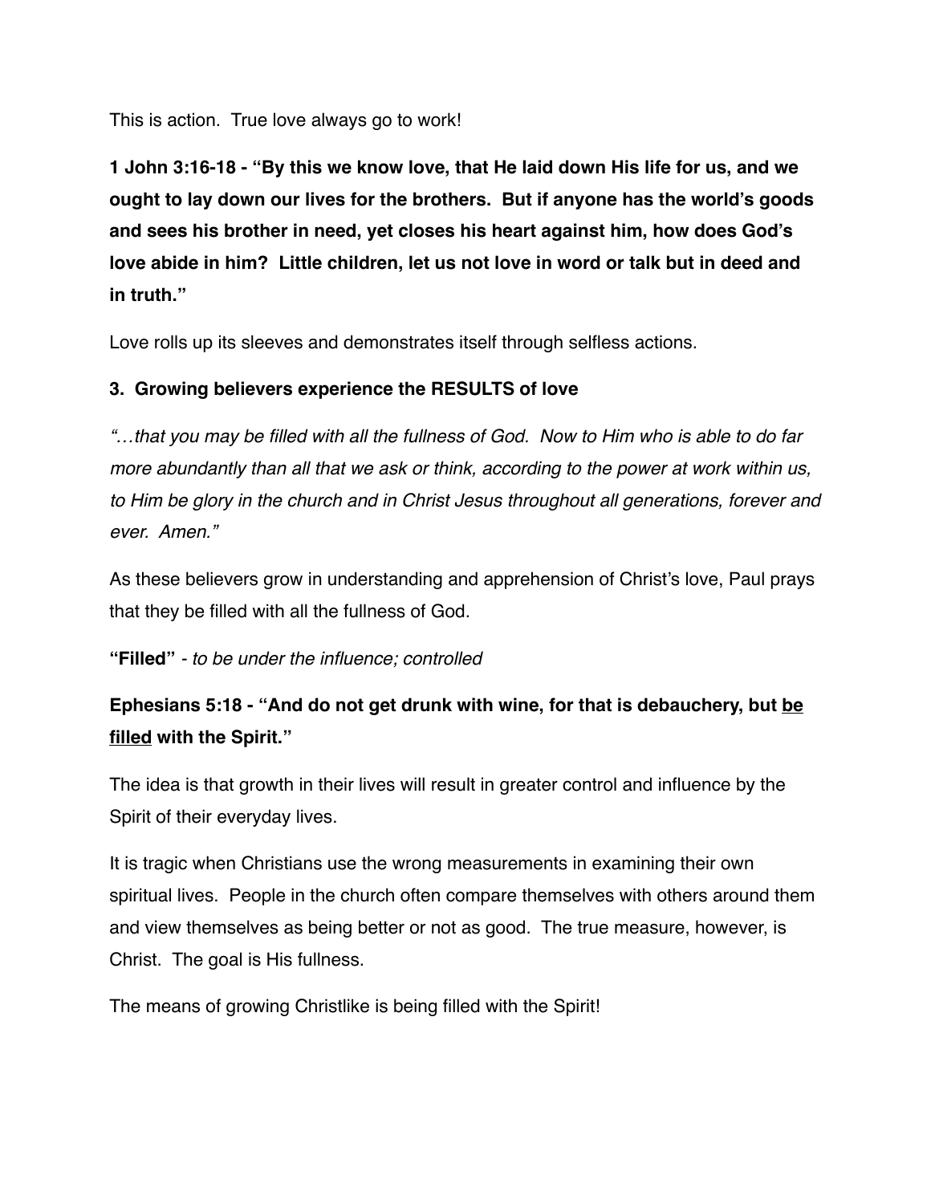This is action.  True love always go to work!

**1 John 3:16-18 - "By this we know love, that He laid down His life for us, and we ought to lay down our lives for the brothers.  But if anyone has the world's goods and sees his brother in need, yet closes his heart against him, how does God's love abide in him?  Little children, let us not love in word or talk but in deed and in truth."**

Love rolls up its sleeves and demonstrates itself through selfless actions.

### 3.  Growing believers experience the RESULTS of love

*"…that you may be filled with all the fullness of God.  Now to Him who is able to do far more abundantly than all that we ask or think, according to the power at work within us, to Him be glory in the church and in Christ Jesus throughout all generations, forever and ever.  Amen."*

As these believers grow in understanding and apprehension of Christ's love, Paul prays that they be filled with all the fullness of God.

**"Filled"** - *to be under the influence; controlled*

**Ephesians 5:18 - "And do not get drunk with wine, for that is debauchery, but <u>be filled</u> with the Spirit."**

The idea is that growth in their lives will result in greater control and influence by the Spirit of their everyday lives.

It is tragic when Christians use the wrong measurements in examining their own spiritual lives.  People in the church often compare themselves with others around them and view themselves as being better or not as good.  The true measure, however, is Christ.  The goal is His fullness.

The means of growing Christlike is being filled with the Spirit!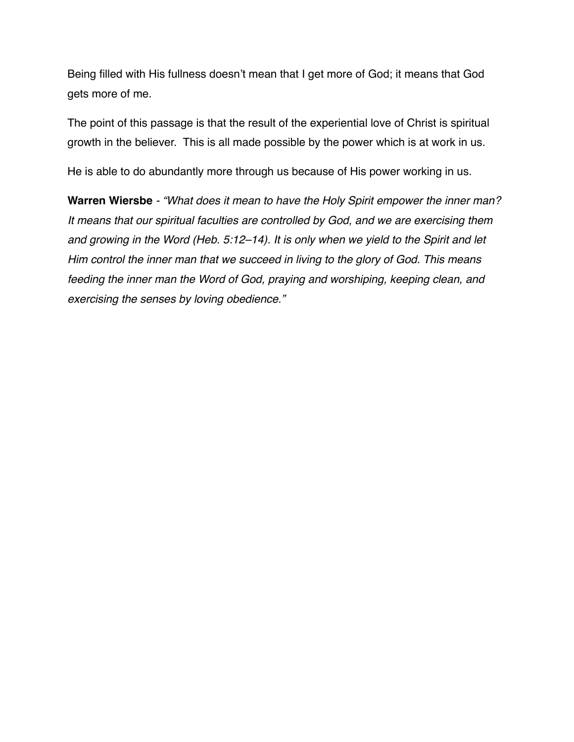Being filled with His fullness doesn't mean that I get more of God; it means that God gets more of me.

The point of this passage is that the result of the experiential love of Christ is spiritual growth in the believer.  This is all made possible by the power which is at work in us.

He is able to do abundantly more through us because of His power working in us.

**Warren Wiersbe** - *"What does it mean to have the Holy Spirit empower the inner man? It means that our spiritual faculties are controlled by God, and we are exercising them and growing in the Word (Heb. 5:12–14). It is only when we yield to the Spirit and let Him control the inner man that we succeed in living to the glory of God. This means feeding the inner man the Word of God, praying and worshiping, keeping clean, and exercising the senses by loving obedience."*